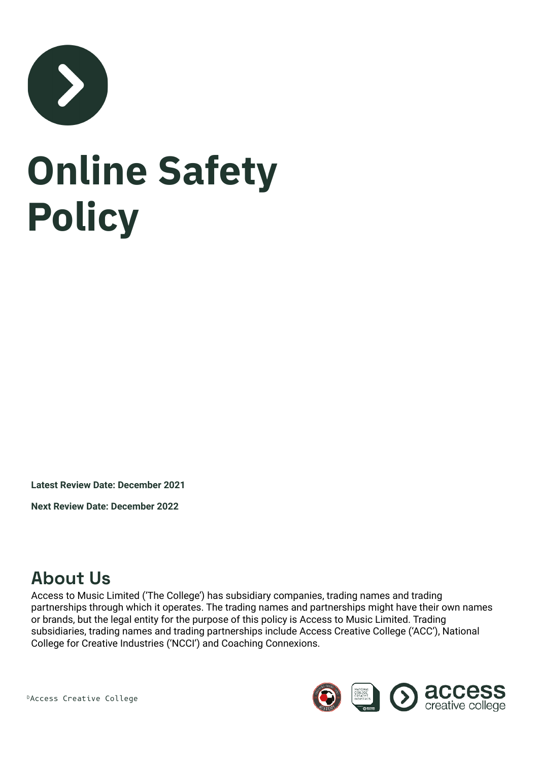# Online Safety Policy

**Latest Review Date: December 2021**

**Next Review Date: December 2022**

## About Us

Access to Music Limited ('The College') has subsidiary companies, trading names and trading partnerships through which it operates. The trading names and partnerships might have their own names or brands, but the legal entity for the purpose of this policy is Access to Music Limited. Trading subsidiaries, trading names and trading partnerships include Access Creative College ('ACC'), National College for Creative Industries ('NCCI') and Coaching Connexions.

©Access Creative College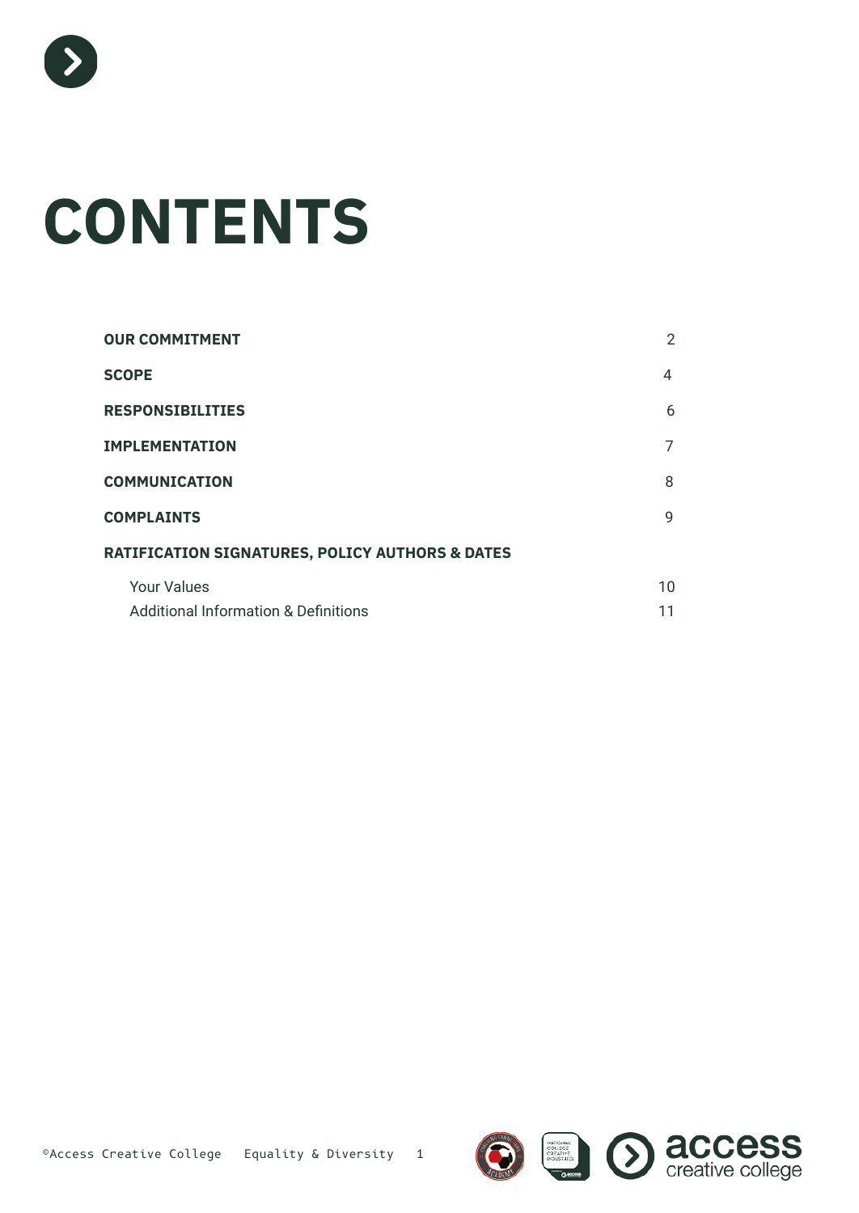# CONTENTS

| | |
|---|---|
| **OUR COMMITMENT** | 2 |
| **SCOPE** | 4 |
| **RESPONSIBILITIES** | 6 |
| **IMPLEMENTATION** | 7 |
| **COMMUNICATION** | 8 |
| **COMPLAINTS** | 9 |
| **RATIFICATION SIGNATURES, POLICY AUTHORS & DATES** | |
| Your Values | 10 |
| Additional Information & Definitions | 11 |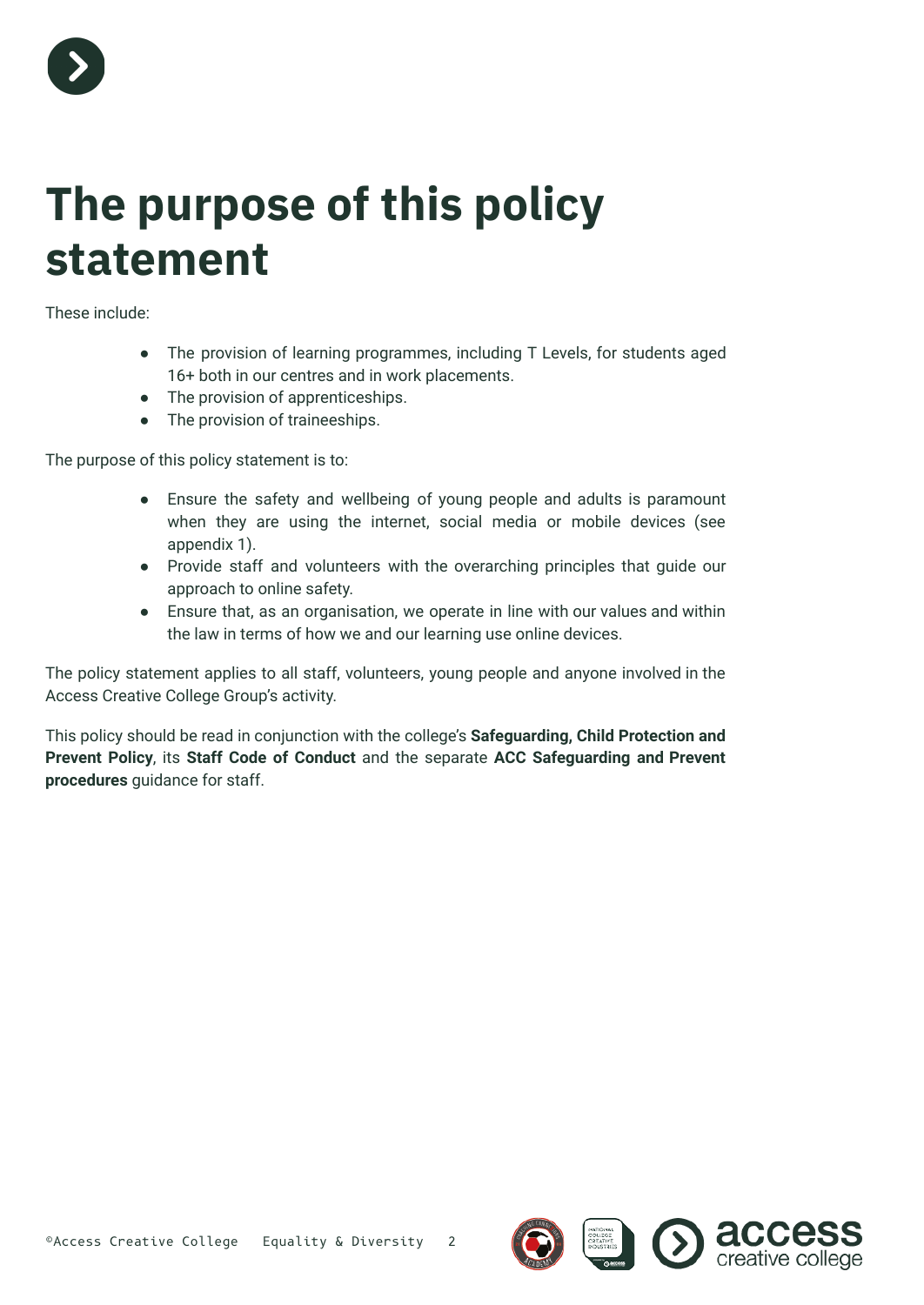# The purpose of this policy statement

These include:

- The provision of learning programmes, including T Levels, for students aged 16+ both in our centres and in work placements.
- The provision of apprenticeships.
- The provision of traineeships.

The purpose of this policy statement is to:

- Ensure the safety and wellbeing of young people and adults is paramount when they are using the internet, social media or mobile devices (see appendix 1).
- Provide staff and volunteers with the overarching principles that guide our approach to online safety.
- Ensure that, as an organisation, we operate in line with our values and within the law in terms of how we and our learning use online devices.

The policy statement applies to all staff, volunteers, young people and anyone involved in the Access Creative College Group's activity.

This policy should be read in conjunction with the college's **Safeguarding, Child Protection and Prevent Policy**, its **Staff Code of Conduct** and the separate **ACC Safeguarding and Prevent procedures** guidance for staff.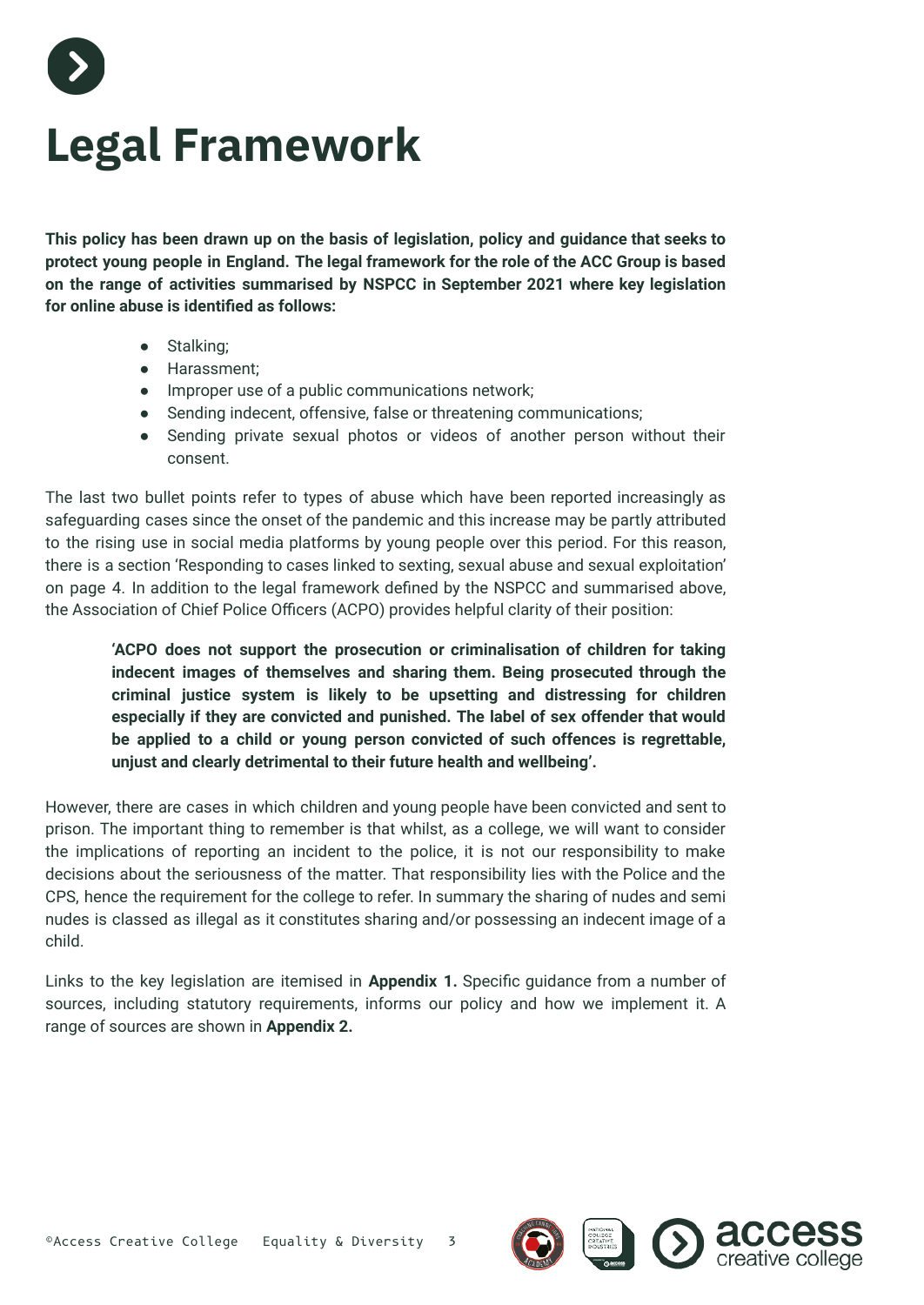# Legal Framework

**This policy has been drawn up on the basis of legislation, policy and guidance that seeks to protect young people in England. The legal framework for the role of the ACC Group is based on the range of activities summarised by NSPCC in September 2021 where key legislation for online abuse is identified as follows:**

- Stalking;
- Harassment;
- Improper use of a public communications network;
- Sending indecent, offensive, false or threatening communications;
- Sending private sexual photos or videos of another person without their consent.

The last two bullet points refer to types of abuse which have been reported increasingly as safeguarding cases since the onset of the pandemic and this increase may be partly attributed to the rising use in social media platforms by young people over this period. For this reason, there is a section 'Responding to cases linked to sexting, sexual abuse and sexual exploitation' on page 4. In addition to the legal framework defined by the NSPCC and summarised above, the Association of Chief Police Officers (ACPO) provides helpful clarity of their position:

> **'ACPO does not support the prosecution or criminalisation of children for taking indecent images of themselves and sharing them. Being prosecuted through the criminal justice system is likely to be upsetting and distressing for children especially if they are convicted and punished. The label of sex offender that would be applied to a child or young person convicted of such offences is regrettable, unjust and clearly detrimental to their future health and wellbeing'.**

However, there are cases in which children and young people have been convicted and sent to prison. The important thing to remember is that whilst, as a college, we will want to consider the implications of reporting an incident to the police, it is not our responsibility to make decisions about the seriousness of the matter. That responsibility lies with the Police and the CPS, hence the requirement for the college to refer. In summary the sharing of nudes and semi nudes is classed as illegal as it constitutes sharing and/or possessing an indecent image of a child.

Links to the key legislation are itemised in **Appendix 1.** Specific guidance from a number of sources, including statutory requirements, informs our policy and how we implement it. A range of sources are shown in **Appendix 2.**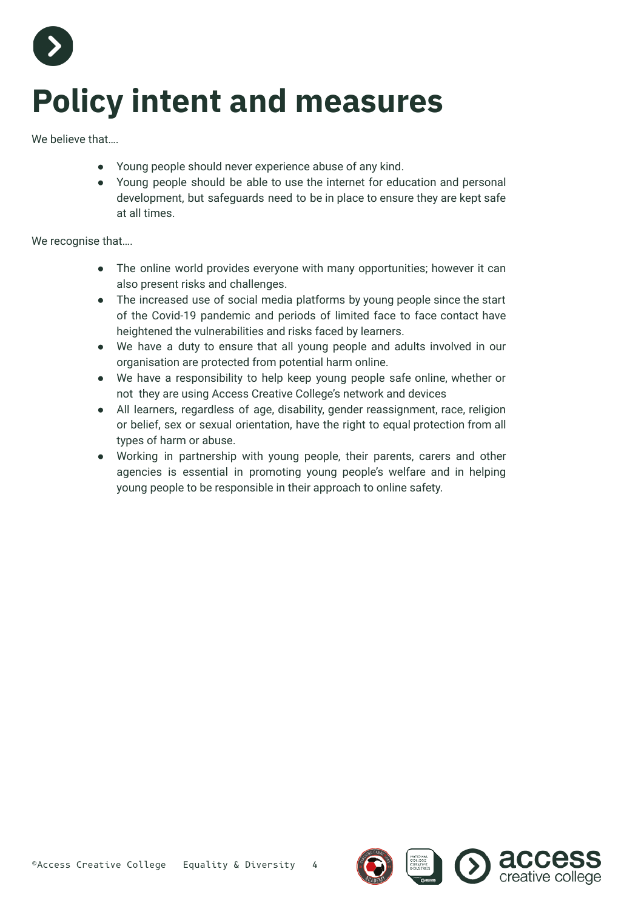# Policy intent and measures

We believe that….

- Young people should never experience abuse of any kind.
- Young people should be able to use the internet for education and personal development, but safeguards need to be in place to ensure they are kept safe at all times.

We recognise that….

- The online world provides everyone with many opportunities; however it can also present risks and challenges.
- The increased use of social media platforms by young people since the start of the Covid-19 pandemic and periods of limited face to face contact have heightened the vulnerabilities and risks faced by learners.
- We have a duty to ensure that all young people and adults involved in our organisation are protected from potential harm online.
- We have a responsibility to help keep young people safe online, whether or not they are using Access Creative College's network and devices
- All learners, regardless of age, disability, gender reassignment, race, religion or belief, sex or sexual orientation, have the right to equal protection from all types of harm or abuse.
- Working in partnership with young people, their parents, carers and other agencies is essential in promoting young people's welfare and in helping young people to be responsible in their approach to online safety.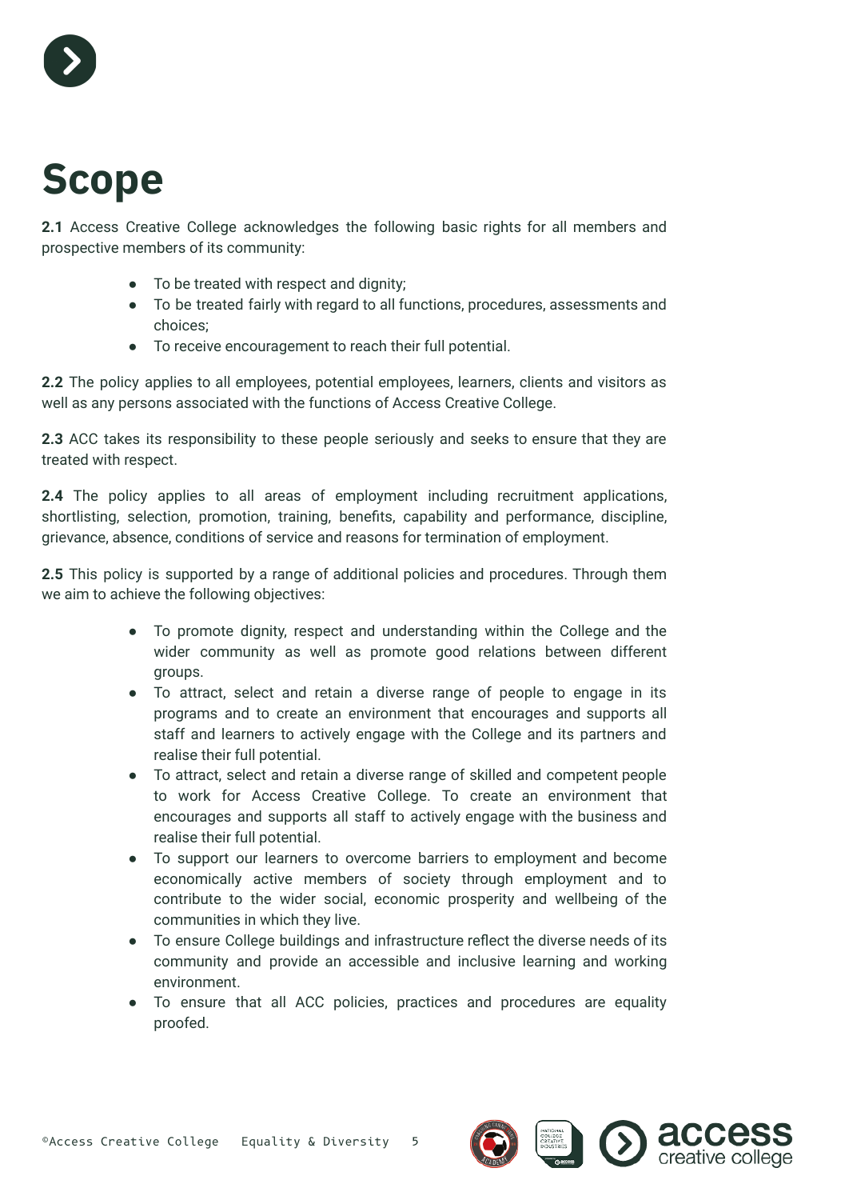# Scope

**2.1** Access Creative College acknowledges the following basic rights for all members and prospective members of its community:

- To be treated with respect and dignity;
- To be treated fairly with regard to all functions, procedures, assessments and choices;
- To receive encouragement to reach their full potential.

**2.2** The policy applies to all employees, potential employees, learners, clients and visitors as well as any persons associated with the functions of Access Creative College.

**2.3** ACC takes its responsibility to these people seriously and seeks to ensure that they are treated with respect.

**2.4** The policy applies to all areas of employment including recruitment applications, shortlisting, selection, promotion, training, benefits, capability and performance, discipline, grievance, absence, conditions of service and reasons for termination of employment.

**2.5** This policy is supported by a range of additional policies and procedures. Through them we aim to achieve the following objectives:

- To promote dignity, respect and understanding within the College and the wider community as well as promote good relations between different groups.
- To attract, select and retain a diverse range of people to engage in its programs and to create an environment that encourages and supports all staff and learners to actively engage with the College and its partners and realise their full potential.
- To attract, select and retain a diverse range of skilled and competent people to work for Access Creative College. To create an environment that encourages and supports all staff to actively engage with the business and realise their full potential.
- To support our learners to overcome barriers to employment and become economically active members of society through employment and to contribute to the wider social, economic prosperity and wellbeing of the communities in which they live.
- To ensure College buildings and infrastructure reflect the diverse needs of its community and provide an accessible and inclusive learning and working environment.
- To ensure that all ACC policies, practices and procedures are equality proofed.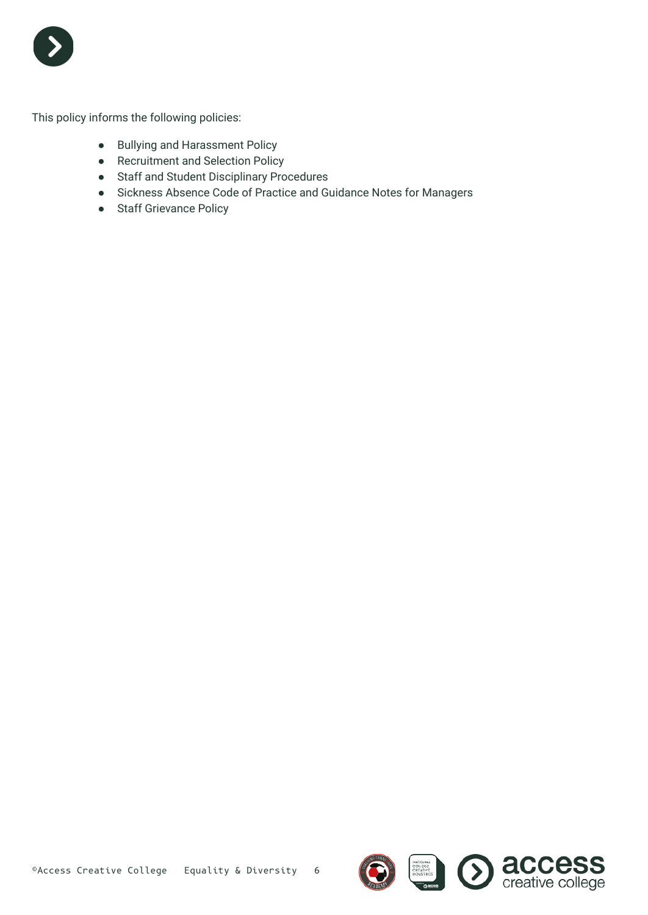This policy informs the following policies:

- Bullying and Harassment Policy
- Recruitment and Selection Policy
- Staff and Student Disciplinary Procedures
- Sickness Absence Code of Practice and Guidance Notes for Managers
- Staff Grievance Policy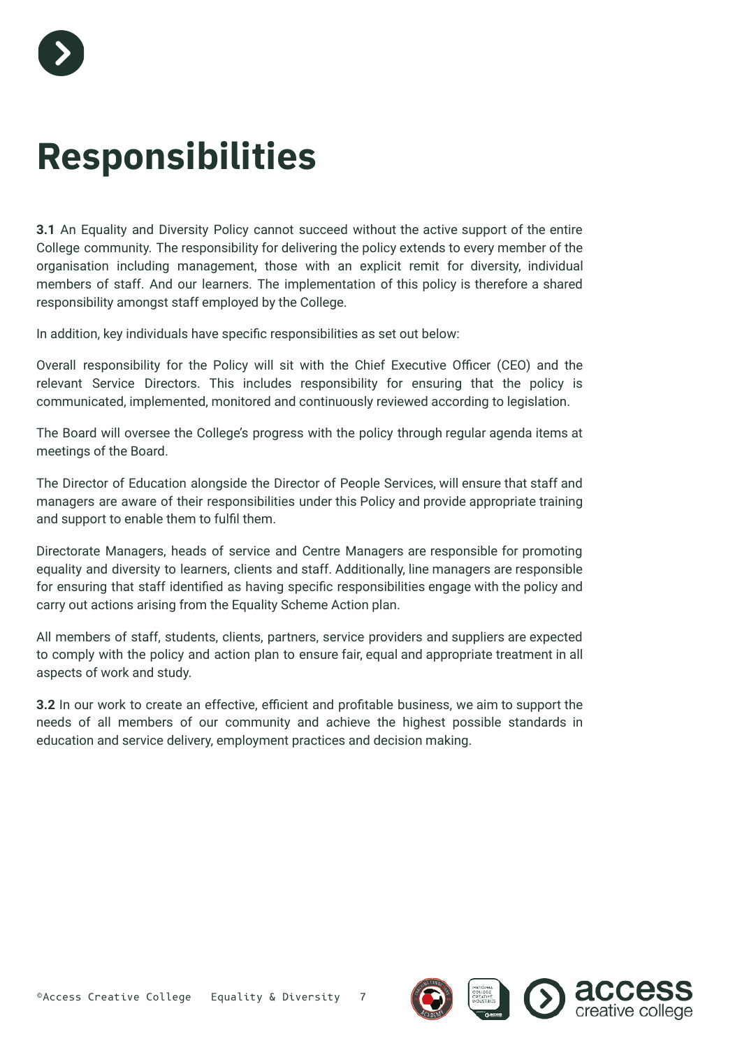# Responsibilities

**3.1** An Equality and Diversity Policy cannot succeed without the active support of the entire College community. The responsibility for delivering the policy extends to every member of the organisation including management, those with an explicit remit for diversity, individual members of staff. And our learners. The implementation of this policy is therefore a shared responsibility amongst staff employed by the College.

In addition, key individuals have specific responsibilities as set out below:

Overall responsibility for the Policy will sit with the Chief Executive Officer (CEO) and the relevant Service Directors. This includes responsibility for ensuring that the policy is communicated, implemented, monitored and continuously reviewed according to legislation.

The Board will oversee the College's progress with the policy through regular agenda items at meetings of the Board.

The Director of Education alongside the Director of People Services, will ensure that staff and managers are aware of their responsibilities under this Policy and provide appropriate training and support to enable them to fulfil them.

Directorate Managers, heads of service and Centre Managers are responsible for promoting equality and diversity to learners, clients and staff. Additionally, line managers are responsible for ensuring that staff identified as having specific responsibilities engage with the policy and carry out actions arising from the Equality Scheme Action plan.

All members of staff, students, clients, partners, service providers and suppliers are expected to comply with the policy and action plan to ensure fair, equal and appropriate treatment in all aspects of work and study.

**3.2** In our work to create an effective, efficient and profitable business, we aim to support the needs of all members of our community and achieve the highest possible standards in education and service delivery, employment practices and decision making.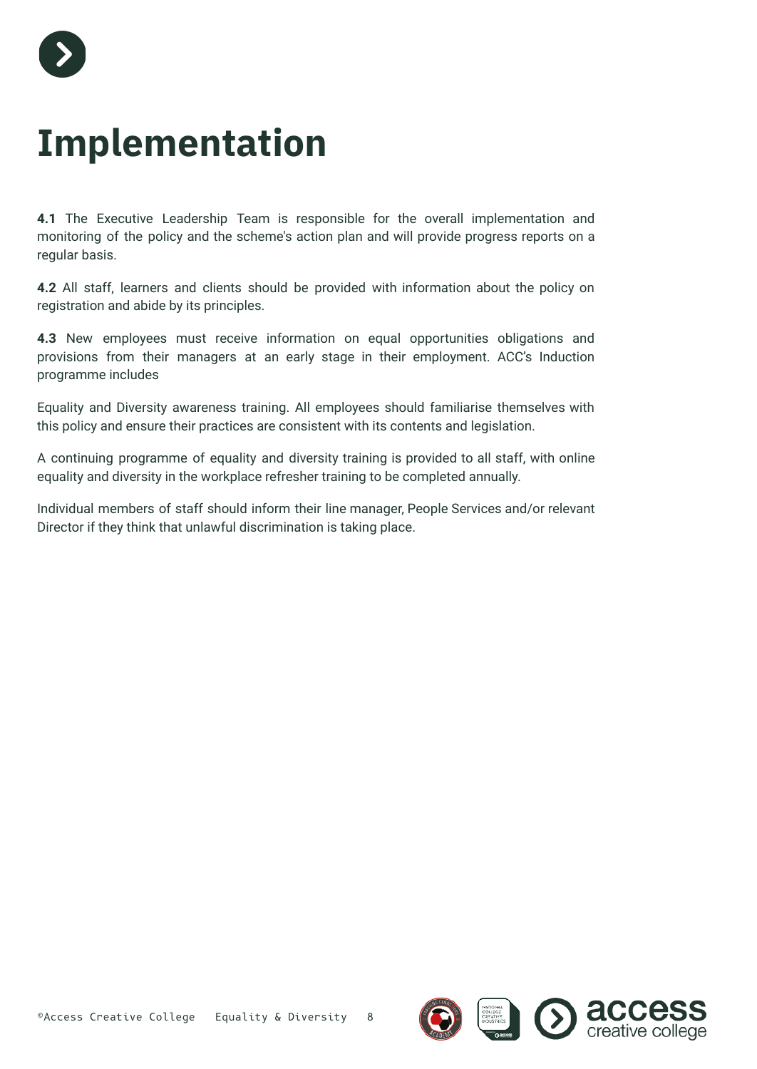# Implementation

**4.1** The Executive Leadership Team is responsible for the overall implementation and monitoring of the policy and the scheme's action plan and will provide progress reports on a regular basis.

**4.2** All staff, learners and clients should be provided with information about the policy on registration and abide by its principles.

**4.3** New employees must receive information on equal opportunities obligations and provisions from their managers at an early stage in their employment. ACC's Induction programme includes

Equality and Diversity awareness training. All employees should familiarise themselves with this policy and ensure their practices are consistent with its contents and legislation.

A continuing programme of equality and diversity training is provided to all staff, with online equality and diversity in the workplace refresher training to be completed annually.

Individual members of staff should inform their line manager, People Services and/or relevant Director if they think that unlawful discrimination is taking place.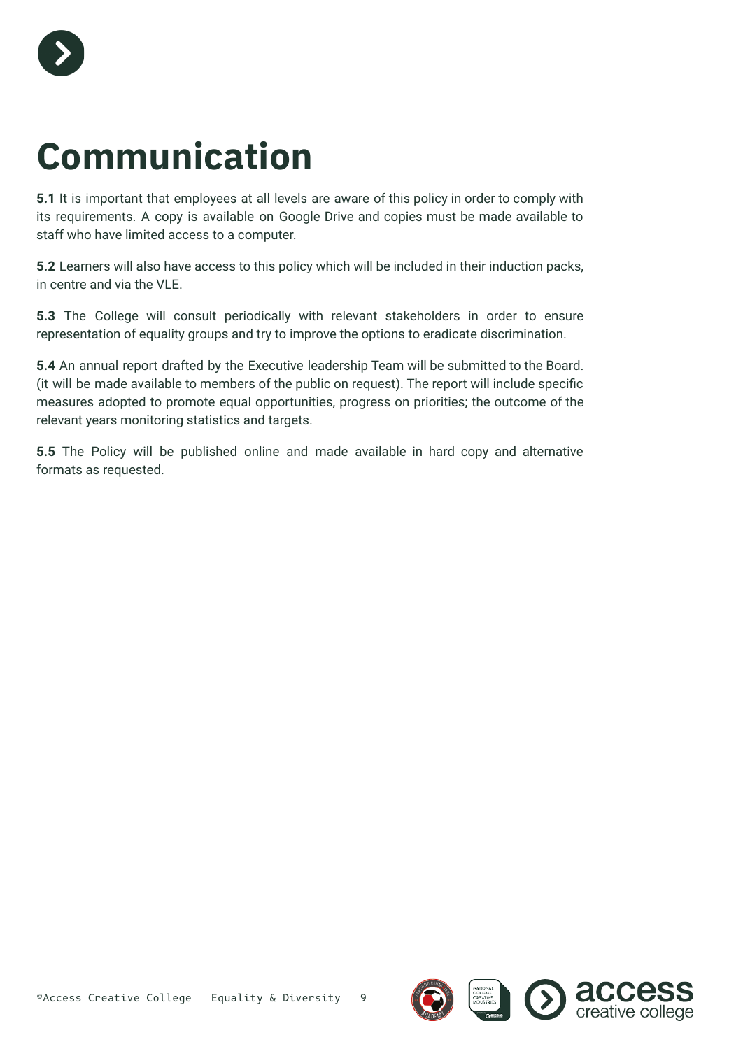# Communication

**5.1** It is important that employees at all levels are aware of this policy in order to comply with its requirements. A copy is available on Google Drive and copies must be made available to staff who have limited access to a computer.

**5.2** Learners will also have access to this policy which will be included in their induction packs, in centre and via the VLE.

**5.3** The College will consult periodically with relevant stakeholders in order to ensure representation of equality groups and try to improve the options to eradicate discrimination.

**5.4** An annual report drafted by the Executive leadership Team will be submitted to the Board. (it will be made available to members of the public on request). The report will include specific measures adopted to promote equal opportunities, progress on priorities; the outcome of the relevant years monitoring statistics and targets.

**5.5** The Policy will be published online and made available in hard copy and alternative formats as requested.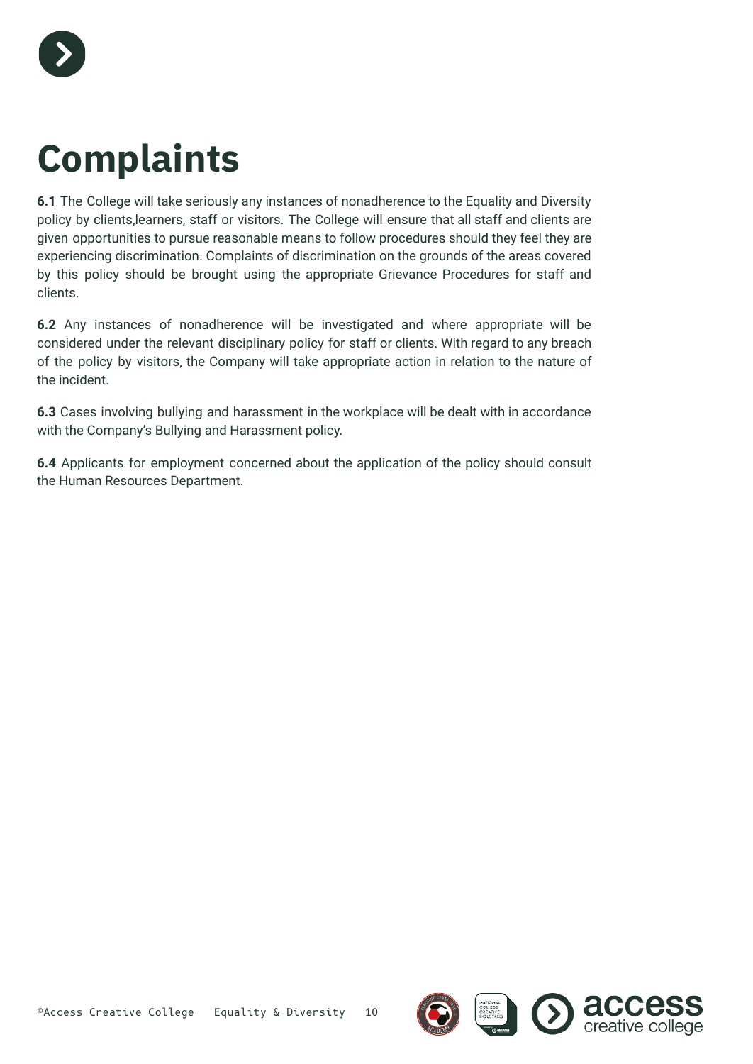# Complaints

**6.1** The College will take seriously any instances of nonadherence to the Equality and Diversity policy by clients,learners, staff or visitors. The College will ensure that all staff and clients are given opportunities to pursue reasonable means to follow procedures should they feel they are experiencing discrimination. Complaints of discrimination on the grounds of the areas covered by this policy should be brought using the appropriate Grievance Procedures for staff and clients.

**6.2** Any instances of nonadherence will be investigated and where appropriate will be considered under the relevant disciplinary policy for staff or clients. With regard to any breach of the policy by visitors, the Company will take appropriate action in relation to the nature of the incident.

**6.3** Cases involving bullying and harassment in the workplace will be dealt with in accordance with the Company's Bullying and Harassment policy.

**6.4** Applicants for employment concerned about the application of the policy should consult the Human Resources Department.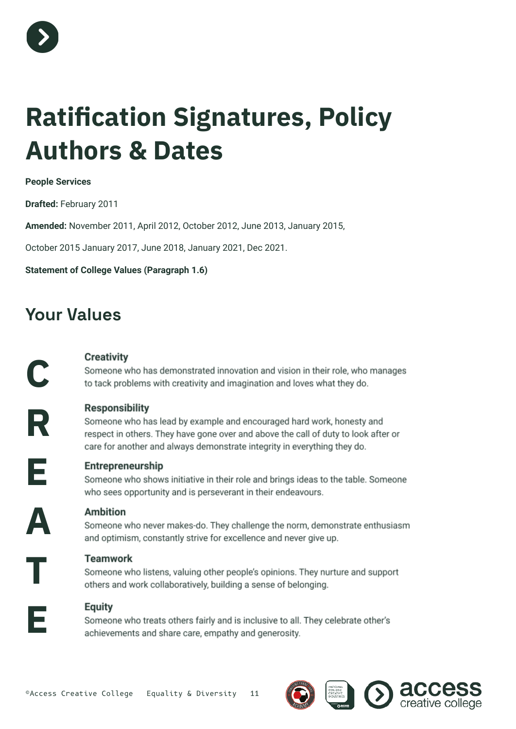# Ratification Signatures, Policy Authors & Dates

**People Services**

**Drafted:** February 2011

**Amended:** November 2011, April 2012, October 2012, June 2013, January 2015,

October 2015 January 2017, June 2018, January 2021, Dec 2021.

**Statement of College Values (Paragraph 1.6)**

## Your Values

**C** — **Creativity**
Someone who has demonstrated innovation and vision in their role, who manages to tack problems with creativity and imagination and loves what they do.

**R** — **Responsibility**
Someone who has lead by example and encouraged hard work, honesty and respect in others. They have gone over and above the call of duty to look after or care for another and always demonstrate integrity in everything they do.

**E** — **Entrepreneurship**
Someone who shows initiative in their role and brings ideas to the table. Someone who sees opportunity and is perseverant in their endeavours.

**A** — **Ambition**
Someone who never makes-do. They challenge the norm, demonstrate enthusiasm and optimism, constantly strive for excellence and never give up.

**T** — **Teamwork**
Someone who listens, valuing other people's opinions. They nurture and support others and work collaboratively, building a sense of belonging.

**E** — **Equity**
Someone who treats others fairly and is inclusive to all. They celebrate other's achievements and share care, empathy and generosity.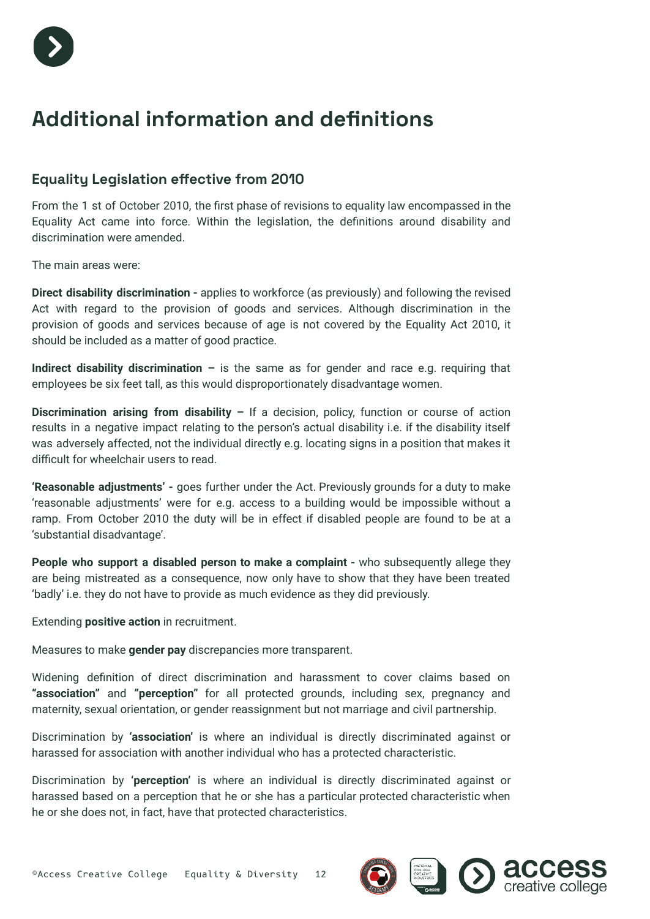# Additional information and definitions

## Equality Legislation effective from 2010

From the 1 st of October 2010, the first phase of revisions to equality law encompassed in the Equality Act came into force. Within the legislation, the definitions around disability and discrimination were amended.

The main areas were:

**Direct disability discrimination -** applies to workforce (as previously) and following the revised Act with regard to the provision of goods and services. Although discrimination in the provision of goods and services because of age is not covered by the Equality Act 2010, it should be included as a matter of good practice.

**Indirect disability discrimination –** is the same as for gender and race e.g. requiring that employees be six feet tall, as this would disproportionately disadvantage women.

**Discrimination arising from disability –** If a decision, policy, function or course of action results in a negative impact relating to the person's actual disability i.e. if the disability itself was adversely affected, not the individual directly e.g. locating signs in a position that makes it difficult for wheelchair users to read.

**'Reasonable adjustments' -** goes further under the Act. Previously grounds for a duty to make 'reasonable adjustments' were for e.g. access to a building would be impossible without a ramp. From October 2010 the duty will be in effect if disabled people are found to be at a 'substantial disadvantage'.

**People who support a disabled person to make a complaint -** who subsequently allege they are being mistreated as a consequence, now only have to show that they have been treated 'badly' i.e. they do not have to provide as much evidence as they did previously.

Extending **positive action** in recruitment.

Measures to make **gender pay** discrepancies more transparent.

Widening definition of direct discrimination and harassment to cover claims based on **"association"** and **"perception"** for all protected grounds, including sex, pregnancy and maternity, sexual orientation, or gender reassignment but not marriage and civil partnership.

Discrimination by **'association'** is where an individual is directly discriminated against or harassed for association with another individual who has a protected characteristic.

Discrimination by **'perception'** is where an individual is directly discriminated against or harassed based on a perception that he or she has a particular protected characteristic when he or she does not, in fact, have that protected characteristics.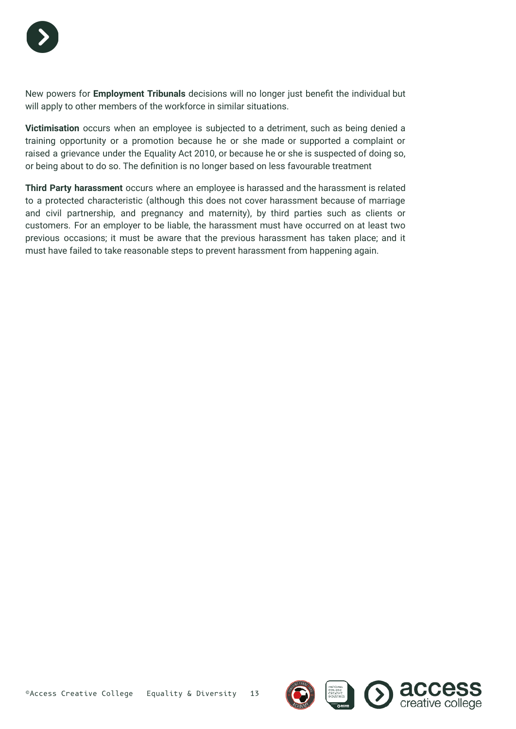New powers for **Employment Tribunals** decisions will no longer just benefit the individual but will apply to other members of the workforce in similar situations.

**Victimisation** occurs when an employee is subjected to a detriment, such as being denied a training opportunity or a promotion because he or she made or supported a complaint or raised a grievance under the Equality Act 2010, or because he or she is suspected of doing so, or being about to do so. The definition is no longer based on less favourable treatment

**Third Party harassment** occurs where an employee is harassed and the harassment is related to a protected characteristic (although this does not cover harassment because of marriage and civil partnership, and pregnancy and maternity), by third parties such as clients or customers. For an employer to be liable, the harassment must have occurred on at least two previous occasions; it must be aware that the previous harassment has taken place; and it must have failed to take reasonable steps to prevent harassment from happening again.